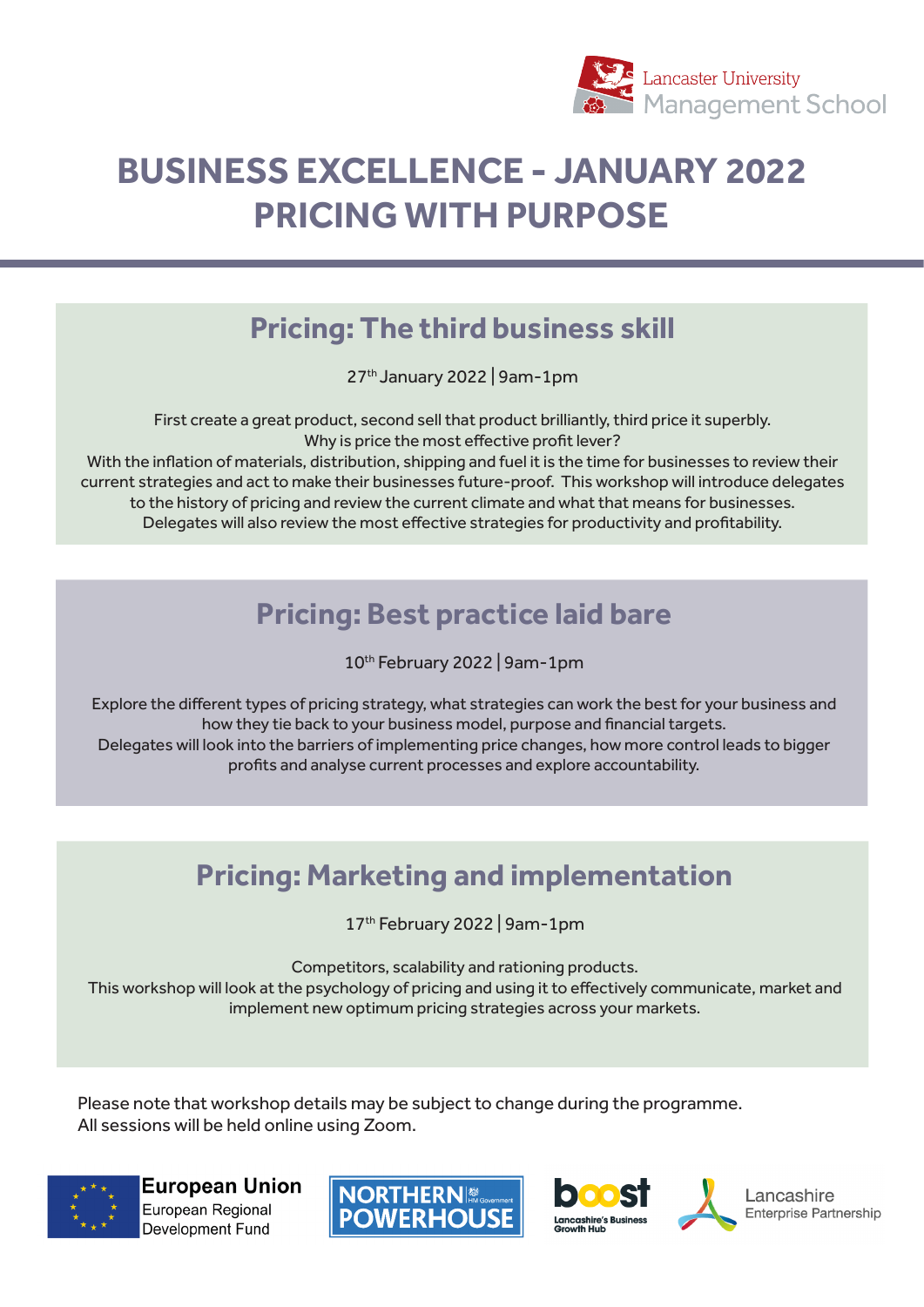Lancaster University Management School

# BUSINESS EXCELLENCE - JANUARY 2022
# PRICING WITH PURPOSE

## Pricing: The third business skill

27th January 2022 | 9am-1pm

First create a great product, second sell that product brilliantly, third price it superbly.
Why is price the most effective profit lever?
With the inflation of materials, distribution, shipping and fuel it is the time for businesses to review their current strategies and act to make their businesses future-proof. This workshop will introduce delegates to the history of pricing and review the current climate and what that means for businesses.
Delegates will also review the most effective strategies for productivity and profitability.

## Pricing: Best practice laid bare

10th February 2022 | 9am-1pm

Explore the different types of pricing strategy, what strategies can work the best for your business and how they tie back to your business model, purpose and financial targets.
Delegates will look into the barriers of implementing price changes, how more control leads to bigger profits and analyse current processes and explore accountability.

## Pricing: Marketing and implementation

17th February 2022 | 9am-1pm

Competitors, scalability and rationing products.
This workshop will look at the psychology of pricing and using it to effectively communicate, market and implement new optimum pricing strategies across your markets.

Please note that workshop details may be subject to change during the programme.
All sessions will be held online using Zoom.

European Union
European Regional Development Fund

NORTHERN POWERHOUSE HM Government

boost Lancashire's Business Growth Hub

Lancashire Enterprise Partnership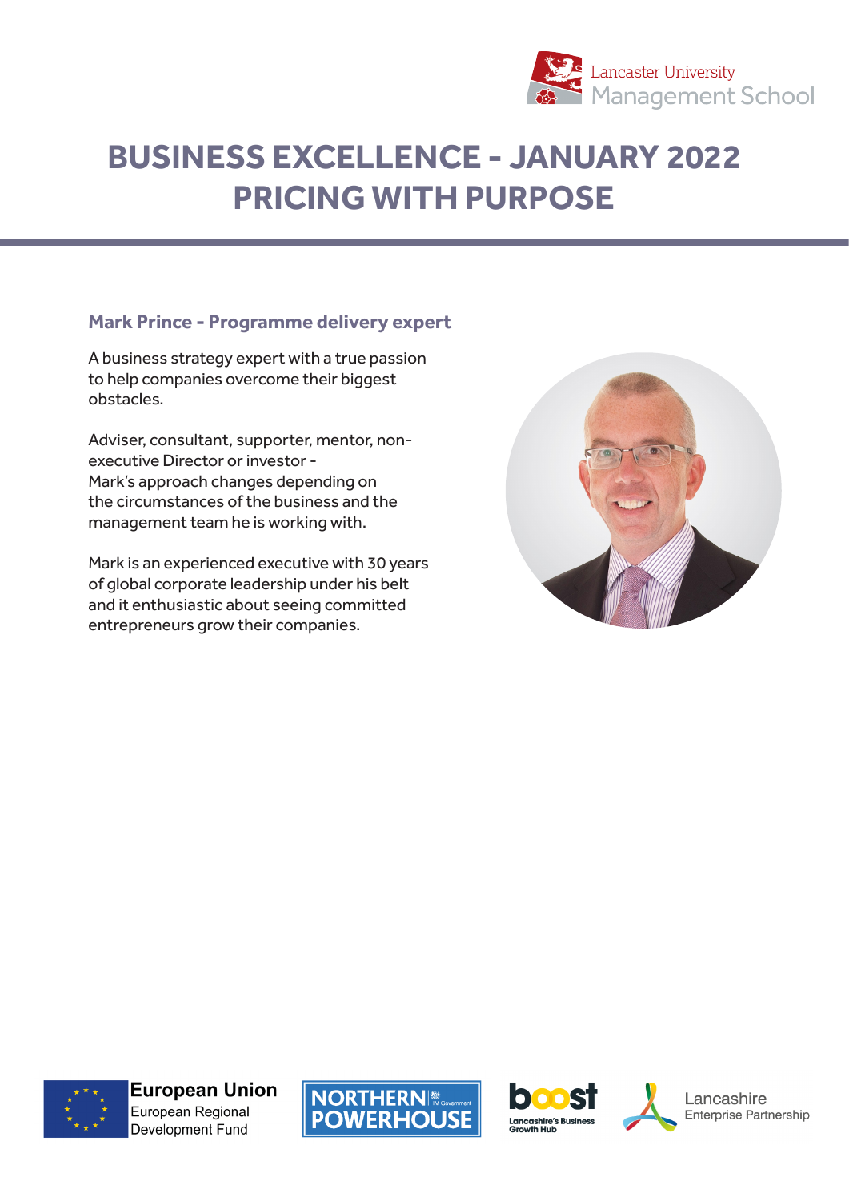# BUSINESS EXCELLENCE - JANUARY 2022 PRICING WITH PURPOSE

### Mark Prince - Programme delivery expert

A business strategy expert with a true passion to help companies overcome their biggest obstacles.

Adviser, consultant, supporter, mentor, non-executive Director or investor - Mark's approach changes depending on the circumstances of the business and the management team he is working with.

Mark is an experienced executive with 30 years of global corporate leadership under his belt and it enthusiastic about seeing committed entrepreneurs grow their companies.